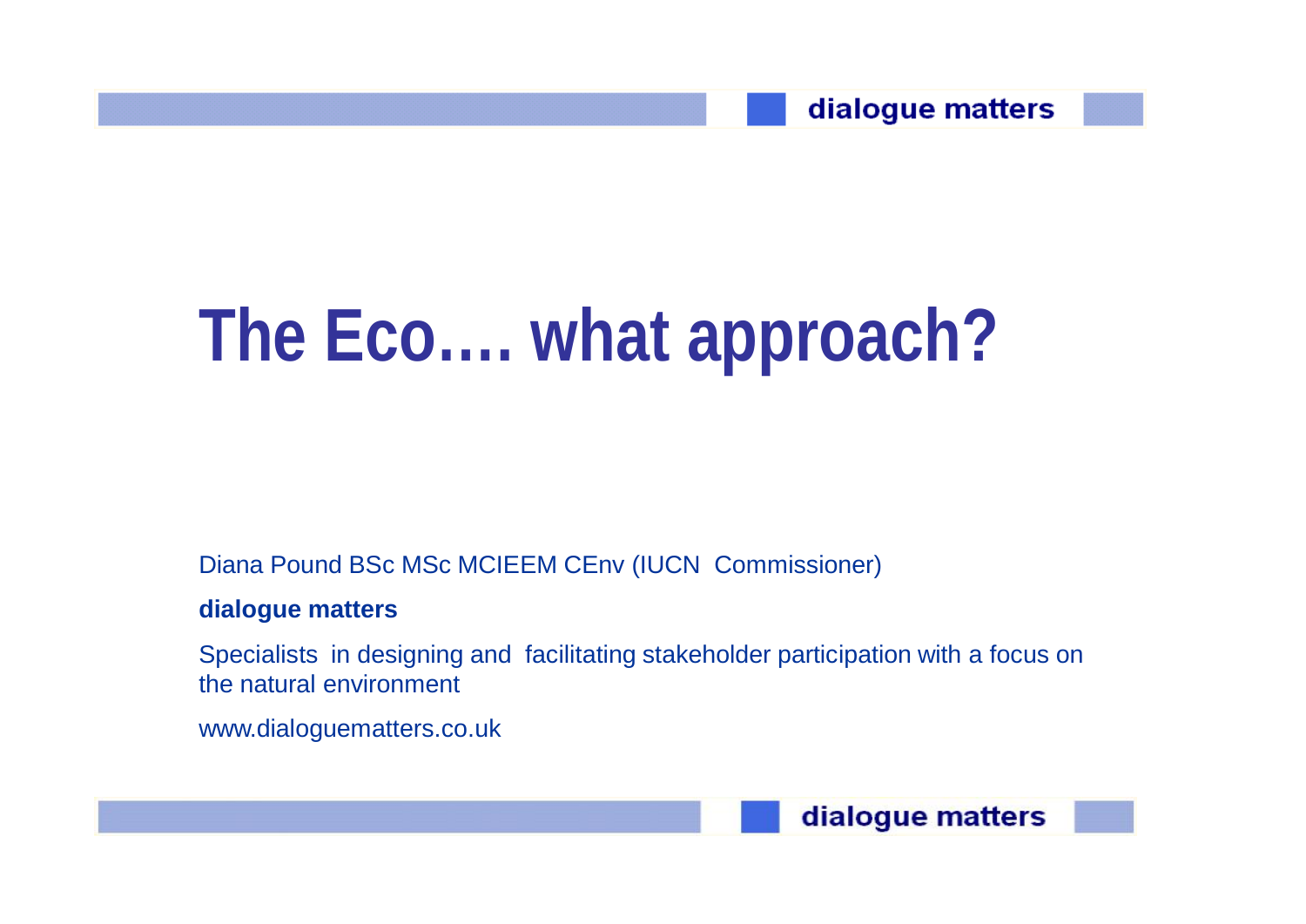# The Eco…. what approach?

Diana Pound BSc MSc MCIEEM CEnv (IUCN Commissioner)

**dialogue matters**

Specialists in designing and facilitating stakeholder participation with a focus on the natural environment

www.dialoguematters.co.uk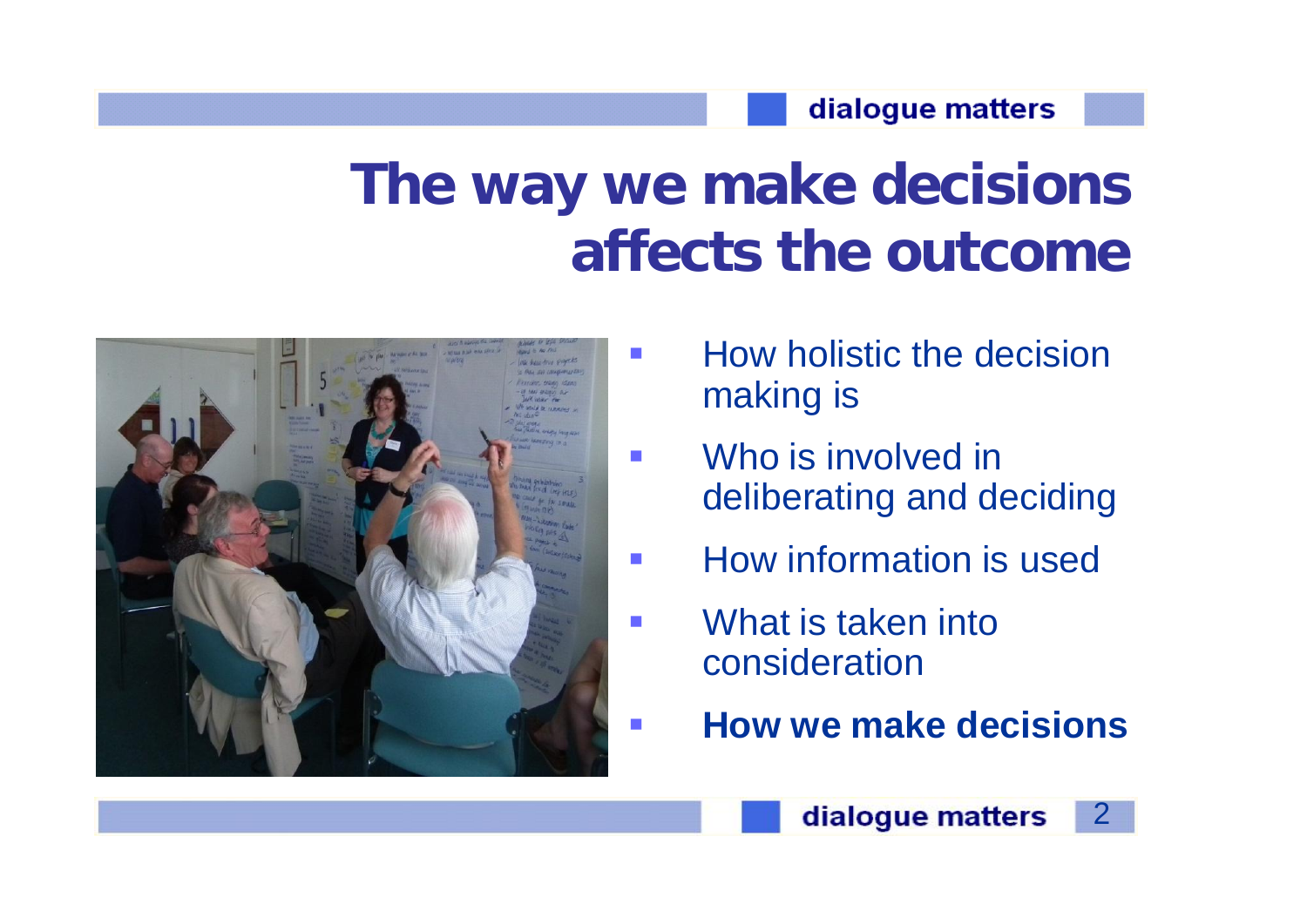# The way we make decisions affects the outcome

- How holistic the decision making is
- Who is involved in deliberating and deciding
- How information is used
- What is taken into consideration
- **How we make decisions**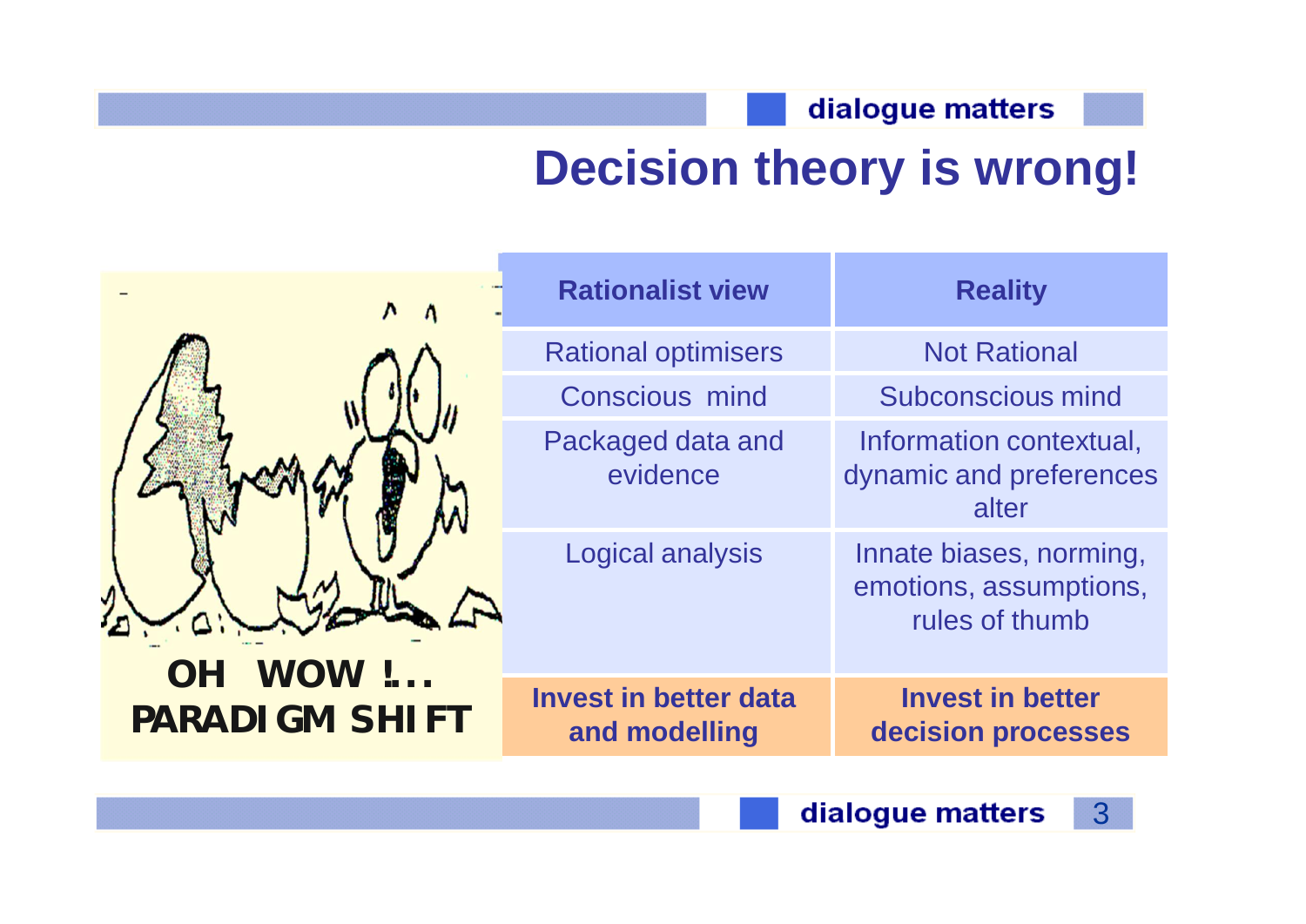# Decision theory is wrong!

OH WOW !... PARADIGM SHIFT

| Rationalist view | Reality |
| --- | --- |
| Rational optimisers | Not Rational |
| Conscious mind | Subconscious mind |
| Packaged data and evidence | Information contextual, dynamic and preferences alter |
| Logical analysis | Innate biases, norming, emotions, assumptions, rules of thumb |
| **Invest in better data and modelling** | **Invest in better decision processes** |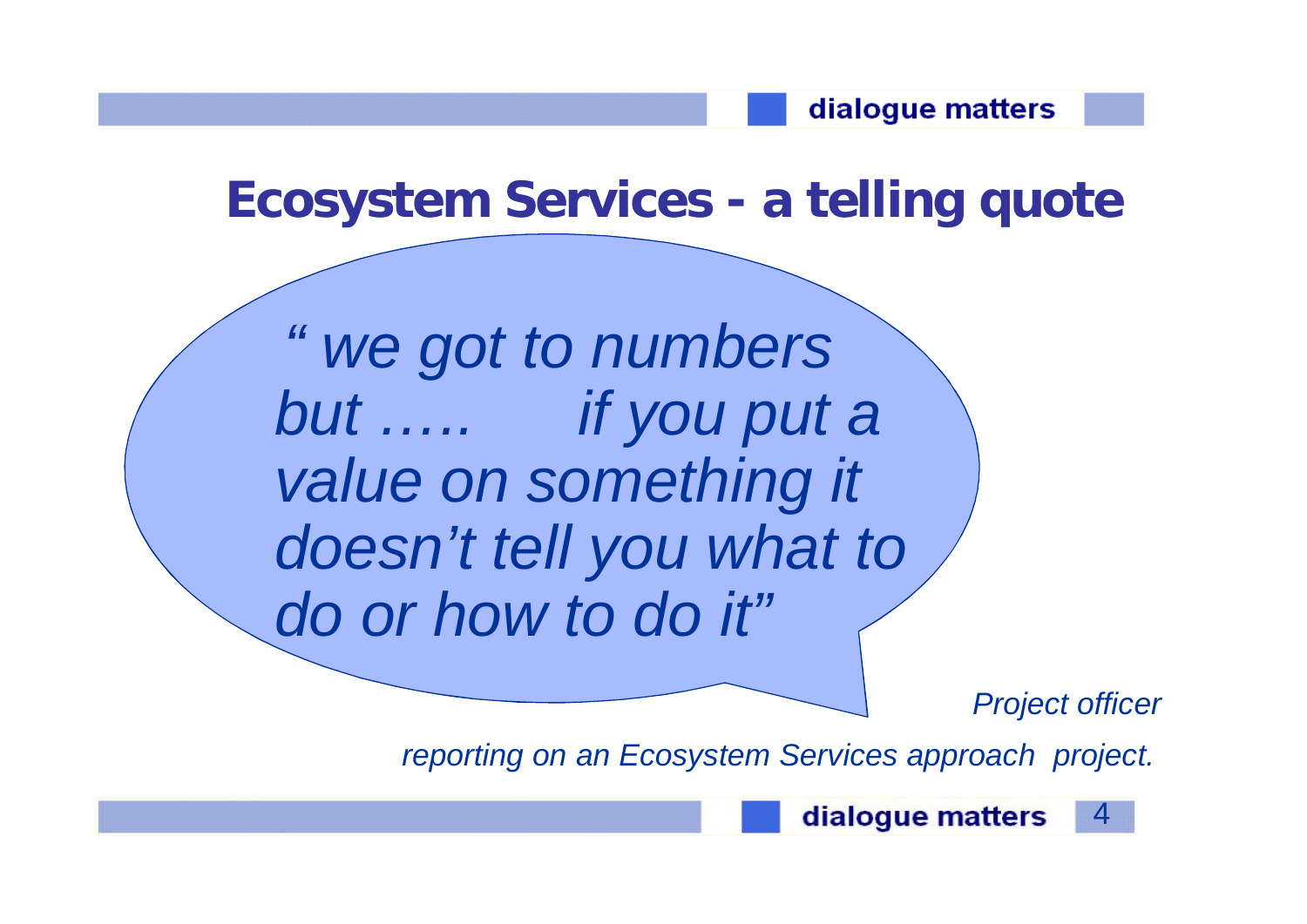# Ecosystem Services - a telling quote

*" we got to numbers but ….. if you put a value on something it doesn't tell you what to do or how to do it"*

*Project officer*

*reporting on an Ecosystem Services approach project.*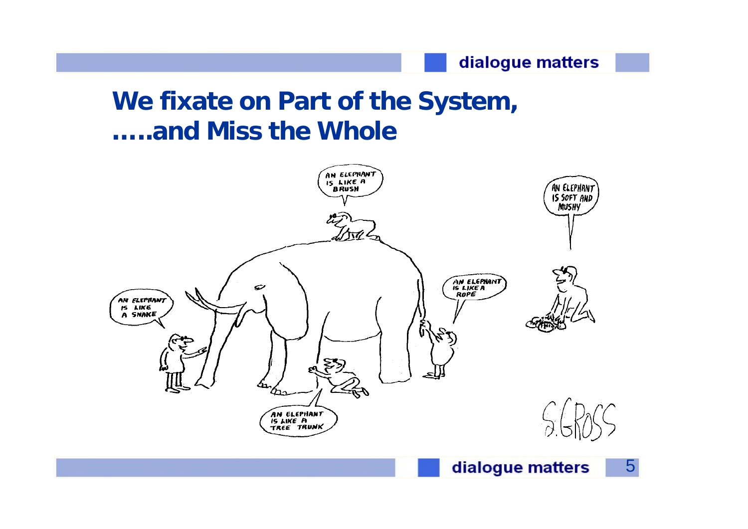# We fixate on Part of the System, …..and Miss the Whole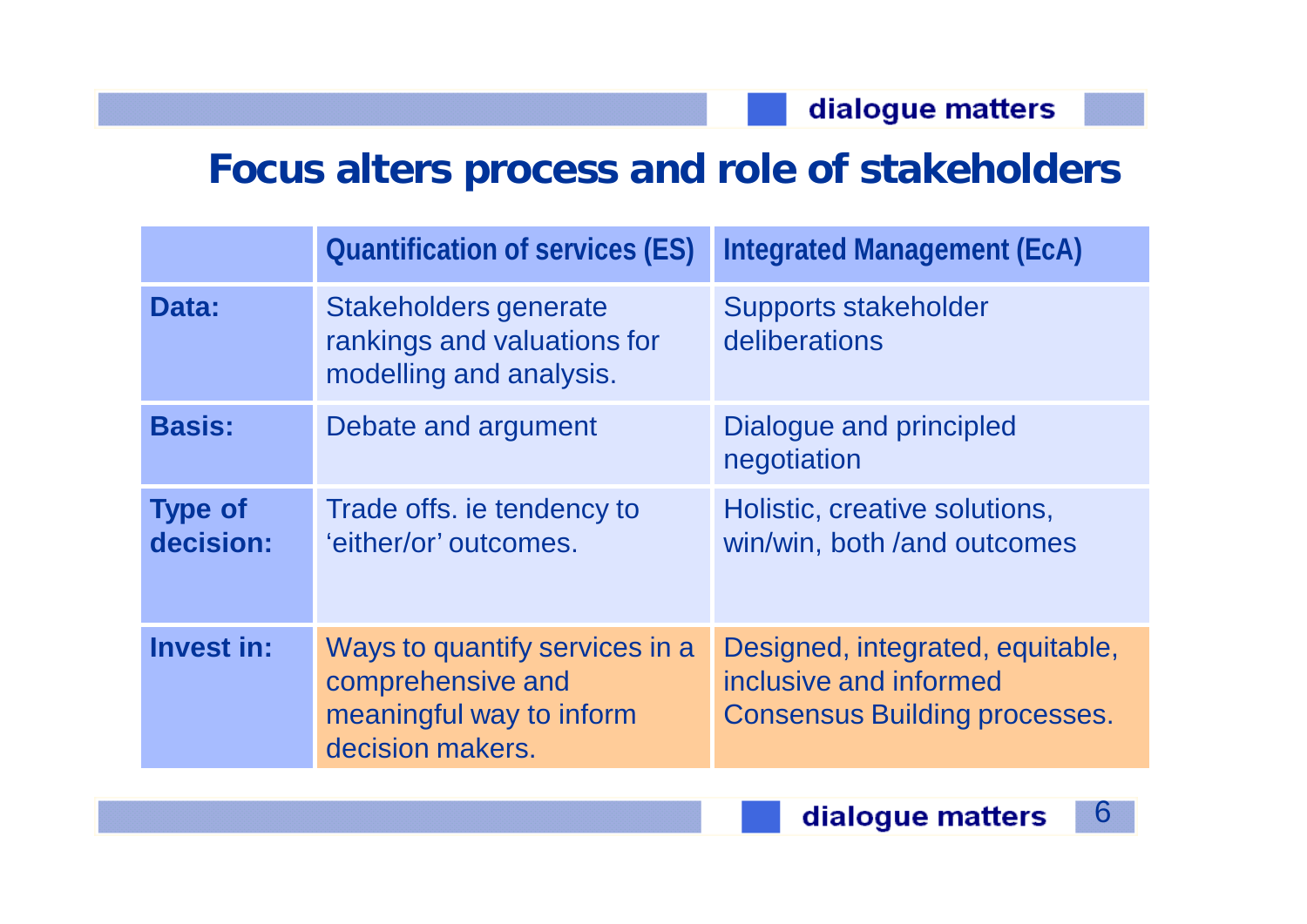# Focus alters process and role of stakeholders

| | Quantification of services (ES) | Integrated Management (EcA) |
|---|---|---|
| **Data:** | Stakeholders generate rankings and valuations for modelling and analysis. | Supports stakeholder deliberations |
| **Basis:** | Debate and argument | Dialogue and principled negotiation |
| **Type of decision:** | Trade offs. ie tendency to 'either/or' outcomes. | Holistic, creative solutions, win/win, both /and outcomes |
| **Invest in:** | Ways to quantify services in a comprehensive and meaningful way to inform decision makers. | Designed, integrated, equitable, inclusive and informed Consensus Building processes. |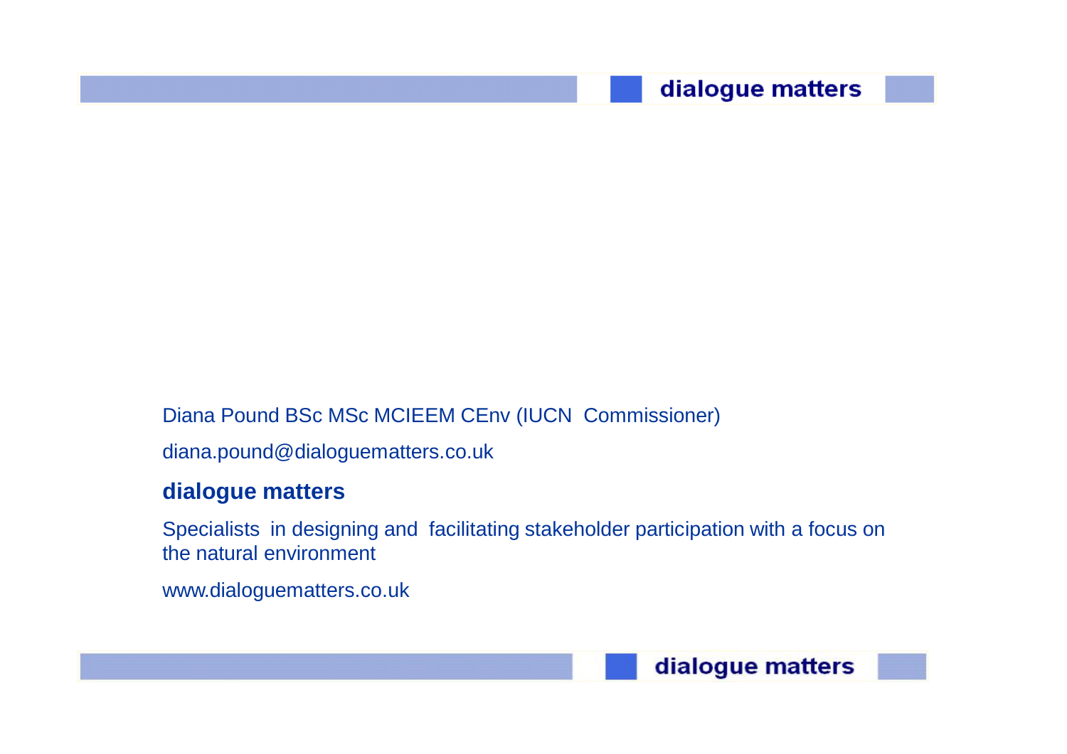Diana Pound BSc MSc MCIEEM CEnv (IUCN  Commissioner)

diana.pound@dialoguematters.co.uk

**dialogue matters**

Specialists  in designing and  facilitating stakeholder participation with a focus on the natural environment

www.dialoguematters.co.uk